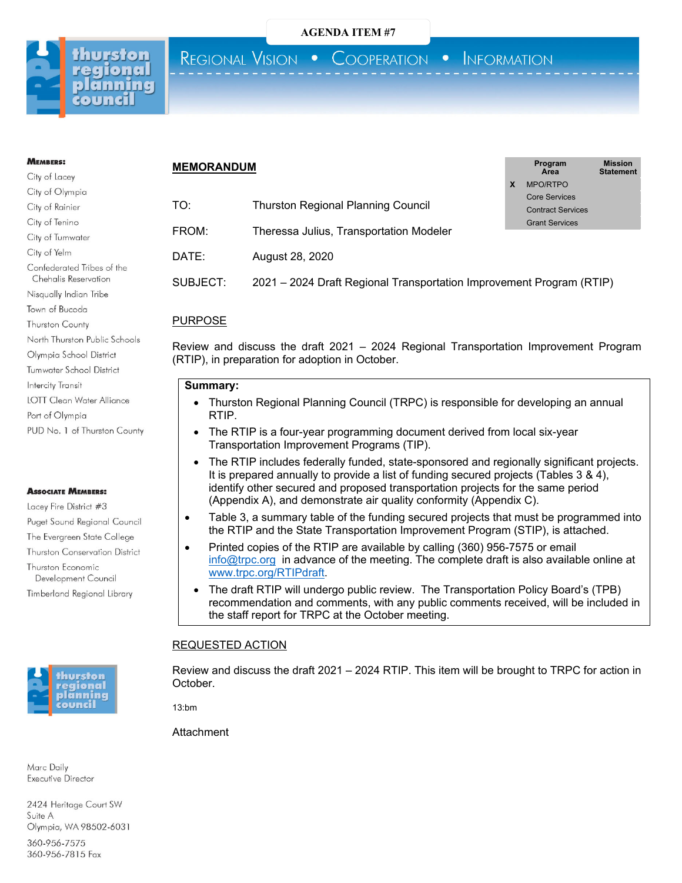AGENDA ITEM #7

**thurston regional planning council**

REGIONAL VISION • COOPERATION • INFORMATION

**MEMBERS:**

City of Lacey
City of Olympia
City of Rainier
City of Tenino
City of Tumwater
City of Yelm
Confederated Tribes of the Chehalis Reservation
Nisqually Indian Tribe
Town of Bucoda
Thurston County
North Thurston Public Schools
Olympia School District
Tumwater School District
Intercity Transit
LOTT Clean Water Alliance
Port of Olympia
PUD No. 1 of Thurston County

**ASSOCIATE MEMBERS:**

Lacey Fire District #3
Puget Sound Regional Council
The Evergreen State College
Thurston Conservation District
Thurston Economic Development Council
Timberland Regional Library

Marc Daily
Executive Director

2424 Heritage Court SW
Suite A
Olympia, WA 98502-6031

360-956-7575
360-956-7815 Fax

## MEMORANDUM

| | Program Area | Mission Statement |
|---|---|---|
| X | MPO/RTPO | |
| | Core Services | |
| | Contract Services | |
| | Grant Services | |

TO: Thurston Regional Planning Council

FROM: Theressa Julius, Transportation Modeler

DATE: August 28, 2020

SUBJECT: 2021 – 2024 Draft Regional Transportation Improvement Program (RTIP)

## PURPOSE

Review and discuss the draft 2021 – 2024 Regional Transportation Improvement Program (RTIP), in preparation for adoption in October.

**Summary:**

- Thurston Regional Planning Council (TRPC) is responsible for developing an annual RTIP.
- The RTIP is a four-year programming document derived from local six-year Transportation Improvement Programs (TIP).
- The RTIP includes federally funded, state-sponsored and regionally significant projects. It is prepared annually to provide a list of funding secured projects (Tables 3 & 4), identify other secured and proposed transportation projects for the same period (Appendix A), and demonstrate air quality conformity (Appendix C).
- Table 3, a summary table of the funding secured projects that must be programmed into the RTIP and the State Transportation Improvement Program (STIP), is attached.
- Printed copies of the RTIP are available by calling (360) 956-7575 or email info@trpc.org in advance of the meeting. The complete draft is also available online at www.trpc.org/RTIPdraft.
- The draft RTIP will undergo public review. The Transportation Policy Board's (TPB) recommendation and comments, with any public comments received, will be included in the staff report for TRPC at the October meeting.

## REQUESTED ACTION

Review and discuss the draft 2021 – 2024 RTIP. This item will be brought to TRPC for action in October.

13:bm

Attachment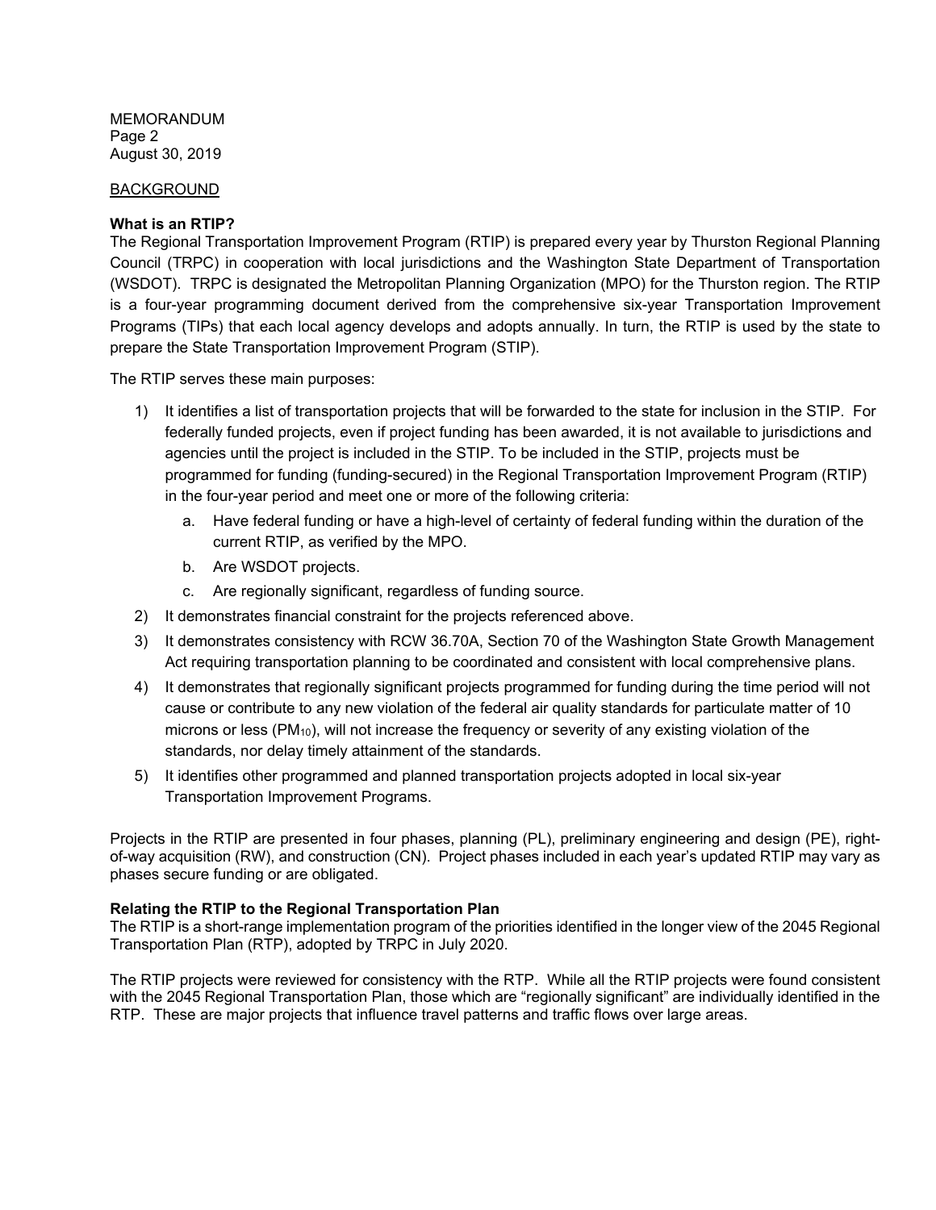## BACKGROUND

### What is an RTIP?

The Regional Transportation Improvement Program (RTIP) is prepared every year by Thurston Regional Planning Council (TRPC) in cooperation with local jurisdictions and the Washington State Department of Transportation (WSDOT). TRPC is designated the Metropolitan Planning Organization (MPO) for the Thurston region. The RTIP is a four-year programming document derived from the comprehensive six-year Transportation Improvement Programs (TIPs) that each local agency develops and adopts annually. In turn, the RTIP is used by the state to prepare the State Transportation Improvement Program (STIP).

The RTIP serves these main purposes:

1) It identifies a list of transportation projects that will be forwarded to the state for inclusion in the STIP. For federally funded projects, even if project funding has been awarded, it is not available to jurisdictions and agencies until the project is included in the STIP. To be included in the STIP, projects must be programmed for funding (funding-secured) in the Regional Transportation Improvement Program (RTIP) in the four-year period and meet one or more of the following criteria:
    a. Have federal funding or have a high-level of certainty of federal funding within the duration of the current RTIP, as verified by the MPO.
    b. Are WSDOT projects.
    c. Are regionally significant, regardless of funding source.
2) It demonstrates financial constraint for the projects referenced above.
3) It demonstrates consistency with RCW 36.70A, Section 70 of the Washington State Growth Management Act requiring transportation planning to be coordinated and consistent with local comprehensive plans.
4) It demonstrates that regionally significant projects programmed for funding during the time period will not cause or contribute to any new violation of the federal air quality standards for particulate matter of 10 microns or less ($PM_{10}$), will not increase the frequency or severity of any existing violation of the standards, nor delay timely attainment of the standards.
5) It identifies other programmed and planned transportation projects adopted in local six-year Transportation Improvement Programs.

Projects in the RTIP are presented in four phases, planning (PL), preliminary engineering and design (PE), right-of-way acquisition (RW), and construction (CN). Project phases included in each year's updated RTIP may vary as phases secure funding or are obligated.

### Relating the RTIP to the Regional Transportation Plan

The RTIP is a short-range implementation program of the priorities identified in the longer view of the 2045 Regional Transportation Plan (RTP), adopted by TRPC in July 2020.

The RTIP projects were reviewed for consistency with the RTP. While all the RTIP projects were found consistent with the 2045 Regional Transportation Plan, those which are "regionally significant" are individually identified in the RTP. These are major projects that influence travel patterns and traffic flows over large areas.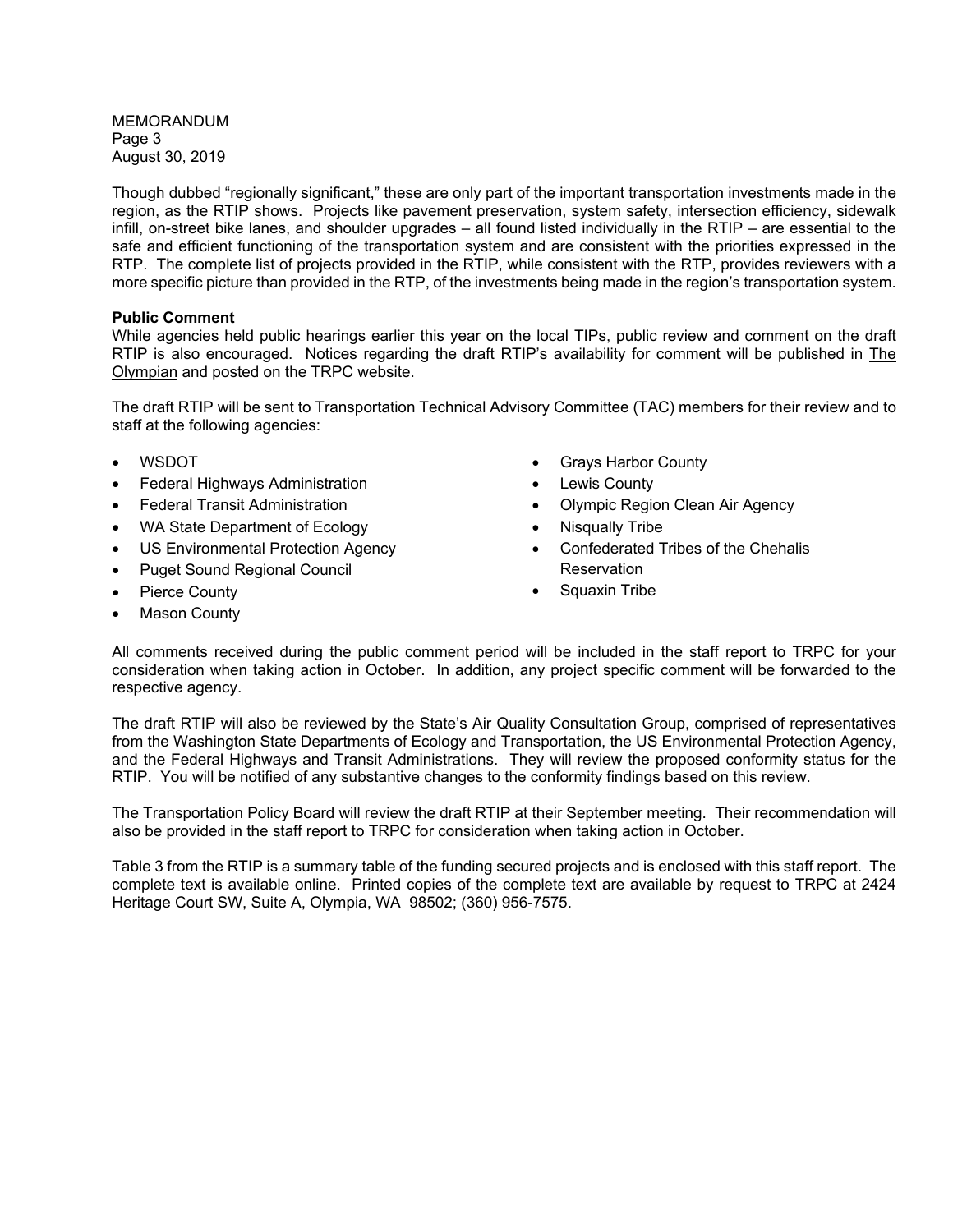Though dubbed "regionally significant," these are only part of the important transportation investments made in the region, as the RTIP shows. Projects like pavement preservation, system safety, intersection efficiency, sidewalk infill, on-street bike lanes, and shoulder upgrades – all found listed individually in the RTIP – are essential to the safe and efficient functioning of the transportation system and are consistent with the priorities expressed in the RTP. The complete list of projects provided in the RTIP, while consistent with the RTP, provides reviewers with a more specific picture than provided in the RTP, of the investments being made in the region's transportation system.

**Public Comment**

While agencies held public hearings earlier this year on the local TIPs, public review and comment on the draft RTIP is also encouraged. Notices regarding the draft RTIP's availability for comment will be published in The Olympian and posted on the TRPC website.

The draft RTIP will be sent to Transportation Technical Advisory Committee (TAC) members for their review and to staff at the following agencies:

- WSDOT
- Federal Highways Administration
- Federal Transit Administration
- WA State Department of Ecology
- US Environmental Protection Agency
- Puget Sound Regional Council
- Pierce County
- Mason County
- Grays Harbor County
- Lewis County
- Olympic Region Clean Air Agency
- Nisqually Tribe
- Confederated Tribes of the Chehalis Reservation
- Squaxin Tribe

All comments received during the public comment period will be included in the staff report to TRPC for your consideration when taking action in October. In addition, any project specific comment will be forwarded to the respective agency.

The draft RTIP will also be reviewed by the State's Air Quality Consultation Group, comprised of representatives from the Washington State Departments of Ecology and Transportation, the US Environmental Protection Agency, and the Federal Highways and Transit Administrations. They will review the proposed conformity status for the RTIP. You will be notified of any substantive changes to the conformity findings based on this review.

The Transportation Policy Board will review the draft RTIP at their September meeting. Their recommendation will also be provided in the staff report to TRPC for consideration when taking action in October.

Table 3 from the RTIP is a summary table of the funding secured projects and is enclosed with this staff report. The complete text is available online. Printed copies of the complete text are available by request to TRPC at 2424 Heritage Court SW, Suite A, Olympia, WA 98502; (360) 956-7575.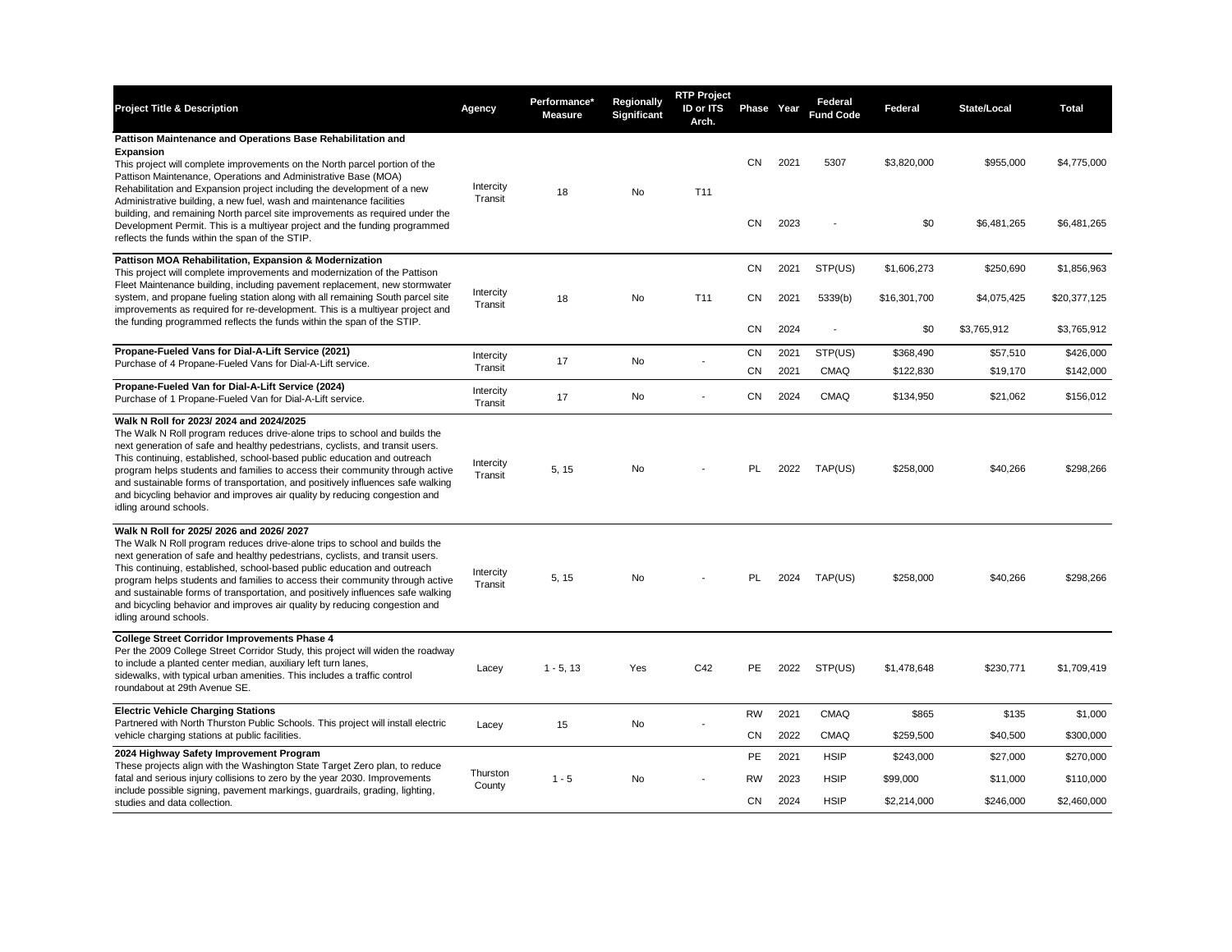| Project Title & Description | Agency | Performance* Measure | Regionally Significant | RTP Project ID or ITS Arch. | Phase | Year | Federal Fund Code | Federal | State/Local | Total |
|---|---|---|---|---|---|---|---|---|---|---|
| **Pattison Maintenance and Operations Base Rehabilitation and Expansion**<br>This project will complete improvements on the North parcel portion of the Pattison Maintenance, Operations and Administrative Base (MOA) Rehabilitation and Expansion project including the development of a new Administrative building, a new fuel, wash and maintenance facilities building, and remaining North parcel site improvements as required under the Development Permit. This is a multiyear project and the funding programmed reflects the funds within the span of the STIP. | Intercity Transit | 18 | No | T11 | CN | 2021 | 5307 | $3,820,000 | $955,000 | $4,775,000 |
| | | | | | CN | 2023 | - | $0 | $6,481,265 | $6,481,265 |
| **Pattison MOA Rehabilitation, Expansion & Modernization**<br>This project will complete improvements and modernization of the Pattison Fleet Maintenance building, including pavement replacement, new stormwater system, and propane fueling station along with all remaining South parcel site improvements as required for re-development. This is a multiyear project and the funding programmed reflects the funds within the span of the STIP. | Intercity Transit | 18 | No | T11 | CN | 2021 | STP(US) | $1,606,273 | $250,690 | $1,856,963 |
| | | | | | CN | 2021 | 5339(b) | $16,301,700 | $4,075,425 | $20,377,125 |
| | | | | | CN | 2024 | - | $0 | $3,765,912 | $3,765,912 |
| **Propane-Fueled Vans for Dial-A-Lift Service (2021)**<br>Purchase of 4 Propane-Fueled Vans for Dial-A-Lift service. | Intercity Transit | 17 | No | - | CN | 2021 | STP(US) | $368,490 | $57,510 | $426,000 |
| | | | | | CN | 2021 | CMAQ | $122,830 | $19,170 | $142,000 |
| **Propane-Fueled Van for Dial-A-Lift Service (2024)**<br>Purchase of 1 Propane-Fueled Van for Dial-A-Lift service. | Intercity Transit | 17 | No | - | CN | 2024 | CMAQ | $134,950 | $21,062 | $156,012 |
| **Walk N Roll for 2023/ 2024 and 2024/2025**<br>The Walk N Roll program reduces drive-alone trips to school and builds the next generation of safe and healthy pedestrians, cyclists, and transit users. This continuing, established, school-based public education and outreach program helps students and families to access their community through active and sustainable forms of transportation, and positively influences safe walking and bicycling behavior and improves air quality by reducing congestion and idling around schools. | Intercity Transit | 5, 15 | No | - | PL | 2022 | TAP(US) | $258,000 | $40,266 | $298,266 |
| **Walk N Roll for 2025/ 2026 and 2026/ 2027**<br>The Walk N Roll program reduces drive-alone trips to school and builds the next generation of safe and healthy pedestrians, cyclists, and transit users. This continuing, established, school-based public education and outreach program helps students and families to access their community through active and sustainable forms of transportation, and positively influences safe walking and bicycling behavior and improves air quality by reducing congestion and idling around schools. | Intercity Transit | 5, 15 | No | - | PL | 2024 | TAP(US) | $258,000 | $40,266 | $298,266 |
| **College Street Corridor Improvements Phase 4**<br>Per the 2009 College Street Corridor Study, this project will widen the roadway to include a planted center median, auxiliary left turn lanes, sidewalks, with typical urban amenities. This includes a traffic control roundabout at 29th Avenue SE. | Lacey | 1 - 5, 13 | Yes | C42 | PE | 2022 | STP(US) | $1,478,648 | $230,771 | $1,709,419 |
| **Electric Vehicle Charging Stations**<br>Partnered with North Thurston Public Schools. This project will install electric vehicle charging stations at public facilities. | Lacey | 15 | No | - | RW | 2021 | CMAQ | $865 | $135 | $1,000 |
| | | | | | CN | 2022 | CMAQ | $259,500 | $40,500 | $300,000 |
| **2024 Highway Safety Improvement Program**<br>These projects align with the Washington State Target Zero plan, to reduce fatal and serious injury collisions to zero by the year 2030. Improvements include possible signing, pavement markings, guardrails, grading, lighting, studies and data collection. | Thurston County | 1 - 5 | No | - | PE | 2021 | HSIP | $243,000 | $27,000 | $270,000 |
| | | | | | RW | 2023 | HSIP | $99,000 | $11,000 | $110,000 |
| | | | | | CN | 2024 | HSIP | $2,214,000 | $246,000 | $2,460,000 |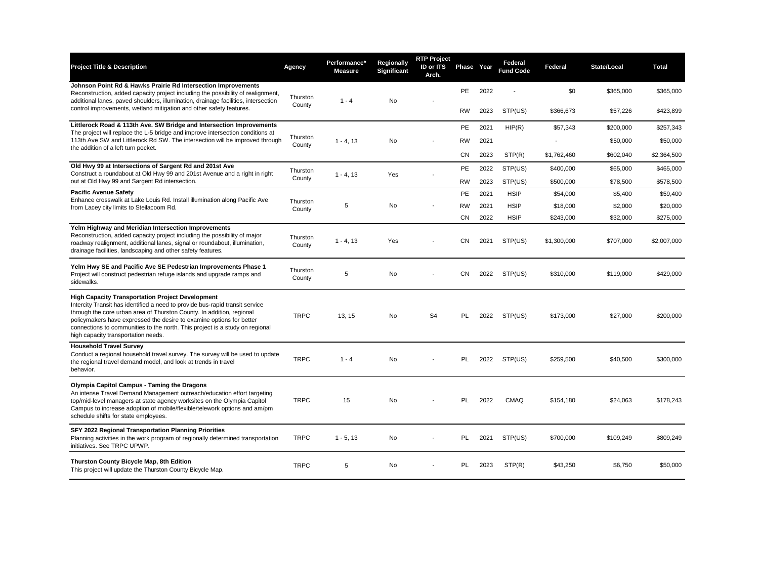| Project Title & Description | Agency | Performance* Measure | Regionally Significant | RTP Project ID or ITS Arch. | Phase | Year | Federal Fund Code | Federal | State/Local | Total |
|---|---|---|---|---|---|---|---|---|---|---|
| **Johnson Point Rd & Hawks Prairie Rd Intersection Improvements** Reconstruction, added capacity project including the possibility of realignment, additional lanes, paved shoulders, illumination, drainage facilities, intersection control improvements, wetland mitigation and other safety features. | Thurston County | 1 - 4 | No | - | PE | 2022 | - | $0 | $365,000 | $365,000 |
| | | | | | RW | 2023 | STP(US) | $366,673 | $57,226 | $423,899 |
| **Littlerock Road & 113th Ave. SW Bridge and Intersection Improvements** The project will replace the L-5 bridge and improve intersection conditions at 113th Ave SW and Littlerock Rd SW. The intersection will be improved through the addition of a left turn pocket. | Thurston County | 1 - 4, 13 | No | - | PE | 2021 | HIP(R) | $57,343 | $200,000 | $257,343 |
| | | | | | RW | 2021 | | - | $50,000 | $50,000 |
| | | | | | CN | 2023 | STP(R) | $1,762,460 | $602,040 | $2,364,500 |
| **Old Hwy 99 at Intersections of Sargent Rd and 201st Ave** Construct a roundabout at Old Hwy 99 and 201st Avenue and a right in right out at Old Hwy 99 and Sargent Rd intersection. | Thurston County | 1 - 4, 13 | Yes | - | PE | 2022 | STP(US) | $400,000 | $65,000 | $465,000 |
| | | | | | RW | 2023 | STP(US) | $500,000 | $78,500 | $578,500 |
| **Pacific Avenue Safety** Enhance crosswalk at Lake Louis Rd. Install illumination along Pacific Ave from Lacey city limits to Steilacoom Rd. | Thurston County | 5 | No | - | PE | 2021 | HSIP | $54,000 | $5,400 | $59,400 |
| | | | | | RW | 2021 | HSIP | $18,000 | $2,000 | $20,000 |
| | | | | | CN | 2022 | HSIP | $243,000 | $32,000 | $275,000 |
| **Yelm Highway and Meridian Intersection Improvements** Reconstruction, added capacity project including the possibility of major roadway realignment, additional lanes, signal or roundabout, illumination, drainage facilities, landscaping and other safety features. | Thurston County | 1 - 4, 13 | Yes | - | CN | 2021 | STP(US) | $1,300,000 | $707,000 | $2,007,000 |
| **Yelm Hwy SE and Pacific Ave SE Pedestrian Improvements Phase 1** Project will construct pedestrian refuge islands and upgrade ramps and sidewalks. | Thurston County | 5 | No | - | CN | 2022 | STP(US) | $310,000 | $119,000 | $429,000 |
| **High Capacity Transportation Project Development** Intercity Transit has identified a need to provide bus-rapid transit service through the core urban area of Thurston County. In addition, regional policymakers have expressed the desire to examine options for better connections to communities to the north. This project is a study on regional high capacity transportation needs. | TRPC | 13, 15 | No | S4 | PL | 2022 | STP(US) | $173,000 | $27,000 | $200,000 |
| **Household Travel Survey** Conduct a regional household travel survey. The survey will be used to update the regional travel demand model, and look at trends in travel behavior. | TRPC | 1 - 4 | No | - | PL | 2022 | STP(US) | $259,500 | $40,500 | $300,000 |
| **Olympia Capitol Campus - Taming the Dragons** An intense Travel Demand Management outreach/education effort targeting top/mid-level managers at state agency worksites on the Olympia Capitol Campus to increase adoption of mobile/flexible/telework options and am/pm schedule shifts for state employees. | TRPC | 15 | No | - | PL | 2022 | CMAQ | $154,180 | $24,063 | $178,243 |
| **SFY 2022 Regional Transportation Planning Priorities** Planning activities in the work program of regionally determined transportation initiatives. See TRPC UPWP. | TRPC | 1 - 5, 13 | No | - | PL | 2021 | STP(US) | $700,000 | $109,249 | $809,249 |
| **Thurston County Bicycle Map, 8th Edition** This project will update the Thurston County Bicycle Map. | TRPC | 5 | No | - | PL | 2023 | STP(R) | $43,250 | $6,750 | $50,000 |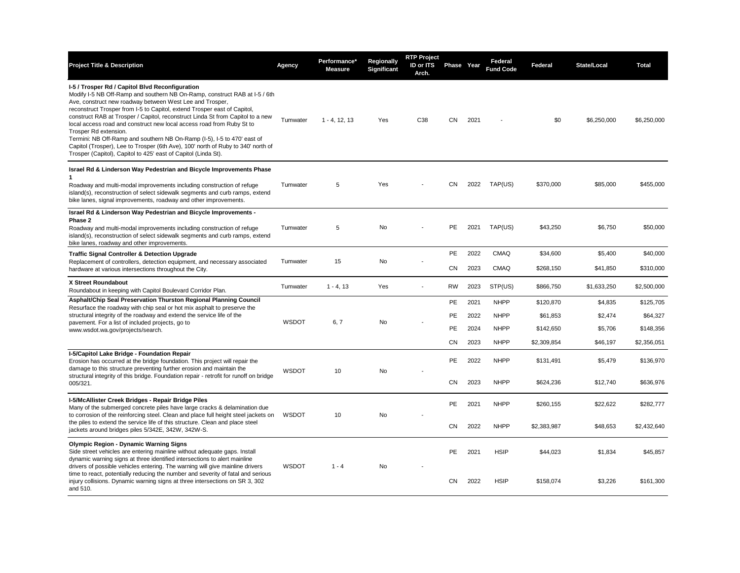| Project Title & Description | Agency | Performance* Measure | Regionally Significant | RTP Project ID or ITS Arch. | Phase | Year | Federal Fund Code | Federal | State/Local | Total |
|---|---|---|---|---|---|---|---|---|---|---|
| **I-5 / Trosper Rd / Capitol Blvd Reconfiguration** Modify I-5 NB Off-Ramp and southern NB On-Ramp, construct RAB at I-5 / 6th Ave, construct new roadway between West Lee and Trosper, reconstruct Trosper from I-5 to Capitol, extend Trosper east of Capitol, construct RAB at Trosper / Capitol, reconstruct Linda St from Capitol to a new local access road and construct new local access road from Ruby St to Trosper Rd extension. Termini: NB Off-Ramp and southern NB On-Ramp (I-5), I-5 to 470' east of Capitol (Trosper), Lee to Trosper (6th Ave), 100' north of Ruby to 340' north of Trosper (Capitol), Capitol to 425' east of Capitol (Linda St). | Tumwater | 1 - 4, 12, 13 | Yes | C38 | CN | 2021 | - | $0 | $6,250,000 | $6,250,000 |
| **Israel Rd & Linderson Way Pedestrian and Bicycle Improvements Phase 1** Roadway and multi-modal improvements including construction of refuge island(s), reconstruction of select sidewalk segments and curb ramps, extend bike lanes, signal improvements, roadway and other improvements. | Tumwater | 5 | Yes | - | CN | 2022 | TAP(US) | $370,000 | $85,000 | $455,000 |
| **Israel Rd & Linderson Way Pedestrian and Bicycle Improvements - Phase 2** Roadway and multi-modal improvements including construction of refuge island(s), reconstruction of select sidewalk segments and curb ramps, extend bike lanes, roadway and other improvements. | Tumwater | 5 | No | - | PE | 2021 | TAP(US) | $43,250 | $6,750 | $50,000 |
| **Traffic Signal Controller & Detection Upgrade** Replacement of controllers, detection equipment, and necessary associated hardware at various intersections throughout the City. | Tumwater | 15 | No | - | PE | 2022 | CMAQ | $34,600 | $5,400 | $40,000 |
| | | | | | CN | 2023 | CMAQ | $268,150 | $41,850 | $310,000 |
| **X Street Roundabout** Roundabout in keeping with Capitol Boulevard Corridor Plan. | Tumwater | 1 - 4, 13 | Yes | - | RW | 2023 | STP(US) | $866,750 | $1,633,250 | $2,500,000 |
| **Asphalt/Chip Seal Preservation Thurston Regional Planning Council** Resurface the roadway with chip seal or hot mix asphalt to preserve the structural integrity of the roadway and extend the service life of the pavement. For a list of included projects, go to www.wsdot.wa.gov/projects/search. | WSDOT | 6, 7 | No | - | PE | 2021 | NHPP | $120,870 | $4,835 | $125,705 |
| | | | | | PE | 2022 | NHPP | $61,853 | $2,474 | $64,327 |
| | | | | | PE | 2024 | NHPP | $142,650 | $5,706 | $148,356 |
| | | | | | CN | 2023 | NHPP | $2,309,854 | $46,197 | $2,356,051 |
| **I-5/Capitol Lake Bridge - Foundation Repair** Erosion has occurred at the bridge foundation. This project will repair the damage to this structure preventing further erosion and maintain the structural integrity of this bridge. Foundation repair - retrofit for runoff on bridge 005/321. | WSDOT | 10 | No | - | PE | 2022 | NHPP | $131,491 | $5,479 | $136,970 |
| | | | | | CN | 2023 | NHPP | $624,236 | $12,740 | $636,976 |
| **I-5/McAllister Creek Bridges - Repair Bridge Piles** Many of the submerged concrete piles have large cracks & delamination due to corrosion of the reinforcing steel. Clean and place full height steel jackets on the piles to extend the service life of this structure. Clean and place steel jackets around bridges piles 5/342E, 342W, 342W-S. | WSDOT | 10 | No | - | PE | 2021 | NHPP | $260,155 | $22,622 | $282,777 |
| | | | | | CN | 2022 | NHPP | $2,383,987 | $48,653 | $2,432,640 |
| **Olympic Region - Dynamic Warning Signs** Side street vehicles are entering mainline without adequate gaps. Install dynamic warning signs at three identified intersections to alert mainline drivers of possible vehicles entering. The warning will give mainline drivers time to react, potentially reducing the number and severity of fatal and serious injury collisions. Dynamic warning signs at three intersections on SR 3, 302 and 510. | WSDOT | 1 - 4 | No | - | PE | 2021 | HSIP | $44,023 | $1,834 | $45,857 |
| | | | | | CN | 2022 | HSIP | $158,074 | $3,226 | $161,300 |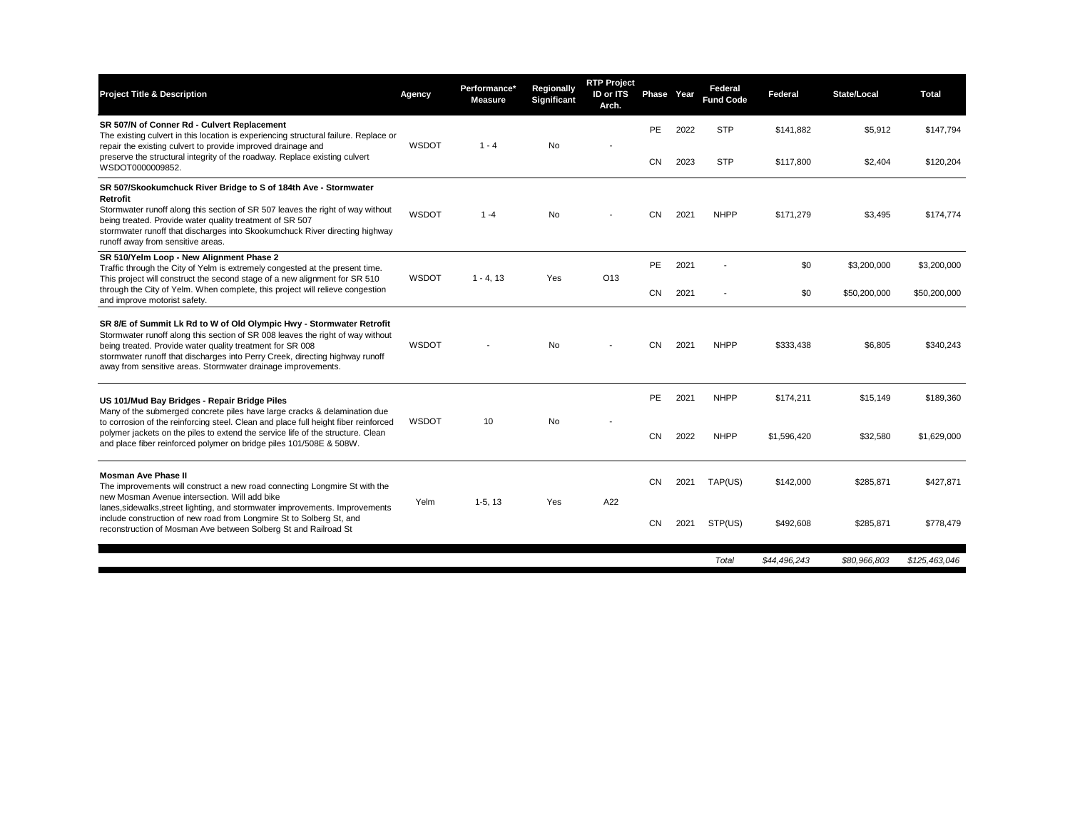| Project Title & Description | Agency | Performance* Measure | Regionally Significant | RTP Project ID or ITS Arch. | Phase | Year | Federal Fund Code | Federal | State/Local | Total |
|---|---|---|---|---|---|---|---|---|---|---|
| **SR 507/N of Conner Rd - Culvert Replacement**<br>The existing culvert in this location is experiencing structural failure. Replace or repair the existing culvert to provide improved drainage and preserve the structural integrity of the roadway. Replace existing culvert WSDOT0000009852. | WSDOT | 1 - 4 | No | - | PE | 2022 | STP | $141,882 | $5,912 | $147,794 |
| | | | | | CN | 2023 | STP | $117,800 | $2,404 | $120,204 |
| **SR 507/Skookumchuck River Bridge to S of 184th Ave - Stormwater Retrofit**<br>Stormwater runoff along this section of SR 507 leaves the right of way without being treated. Provide water quality treatment of SR 507 stormwater runoff that discharges into Skookumchuck River directing highway runoff away from sensitive areas. | WSDOT | 1 -4 | No | - | CN | 2021 | NHPP | $171,279 | $3,495 | $174,774 |
| **SR 510/Yelm Loop - New Alignment Phase 2**<br>Traffic through the City of Yelm is extremely congested at the present time. This project will construct the second stage of a new alignment for SR 510 through the City of Yelm. When complete, this project will relieve congestion and improve motorist safety. | WSDOT | 1 - 4, 13 | Yes | O13 | PE | 2021 | - | $0 | $3,200,000 | $3,200,000 |
| | | | | | CN | 2021 | - | $0 | $50,200,000 | $50,200,000 |
| **SR 8/E of Summit Lk Rd to W of Old Olympic Hwy - Stormwater Retrofit**<br>Stormwater runoff along this section of SR 008 leaves the right of way without being treated. Provide water quality treatment for SR 008 stormwater runoff that discharges into Perry Creek, directing highway runoff away from sensitive areas. Stormwater drainage improvements. | WSDOT | - | No | - | CN | 2021 | NHPP | $333,438 | $6,805 | $340,243 |
| **US 101/Mud Bay Bridges - Repair Bridge Piles**<br>Many of the submerged concrete piles have large cracks & delamination due to corrosion of the reinforcing steel. Clean and place full height fiber reinforced polymer jackets on the piles to extend the service life of the structure. Clean and place fiber reinforced polymer on bridge piles 101/508E & 508W. | WSDOT | 10 | No | - | PE | 2021 | NHPP | $174,211 | $15,149 | $189,360 |
| | | | | | CN | 2022 | NHPP | $1,596,420 | $32,580 | $1,629,000 |
| **Mosman Ave Phase II**<br>The improvements will construct a new road connecting Longmire St with the new Mosman Avenue intersection. Will add bike lanes,sidewalks,street lighting, and stormwater improvements. Improvements include construction of new road from Longmire St to Solberg St, and reconstruction of Mosman Ave between Solberg St and Railroad St | Yelm | 1-5, 13 | Yes | A22 | CN | 2021 | TAP(US) | $142,000 | $285,871 | $427,871 |
| | | | | | CN | 2021 | STP(US) | $492,608 | $285,871 | $778,479 |
| | | | | | | | *Total* | *$44,496,243* | *$80,966,803* | *$125,463,046* |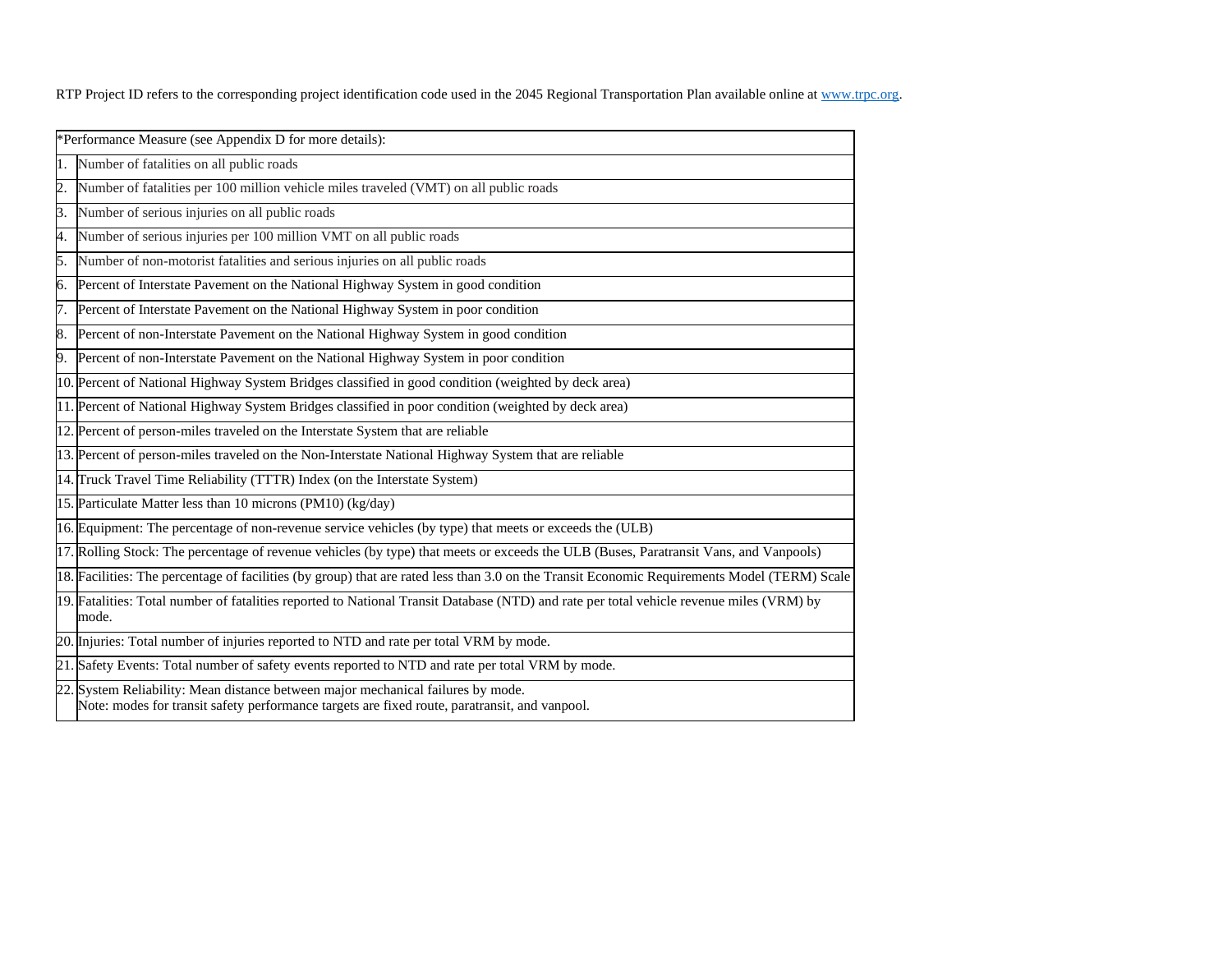RTP Project ID refers to the corresponding project identification code used in the 2045 Regional Transportation Plan available online at www.trpc.org.

| *Performance Measure (see Appendix D for more details): | |
|---|---|
| 1. | Number of fatalities on all public roads |
| 2. | Number of fatalities per 100 million vehicle miles traveled (VMT) on all public roads |
| 3. | Number of serious injuries on all public roads |
| 4. | Number of serious injuries per 100 million VMT on all public roads |
| 5. | Number of non-motorist fatalities and serious injuries on all public roads |
| 6. | Percent of Interstate Pavement on the National Highway System in good condition |
| 7. | Percent of Interstate Pavement on the National Highway System in poor condition |
| 8. | Percent of non-Interstate Pavement on the National Highway System in good condition |
| 9. | Percent of non-Interstate Pavement on the National Highway System in poor condition |
| 10. | Percent of National Highway System Bridges classified in good condition (weighted by deck area) |
| 11. | Percent of National Highway System Bridges classified in poor condition (weighted by deck area) |
| 12. | Percent of person-miles traveled on the Interstate System that are reliable |
| 13. | Percent of person-miles traveled on the Non-Interstate National Highway System that are reliable |
| 14. | Truck Travel Time Reliability (TTTR) Index (on the Interstate System) |
| 15. | Particulate Matter less than 10 microns (PM10) (kg/day) |
| 16. | Equipment: The percentage of non-revenue service vehicles (by type) that meets or exceeds the (ULB) |
| 17. | Rolling Stock: The percentage of revenue vehicles (by type) that meets or exceeds the ULB (Buses, Paratransit Vans, and Vanpools) |
| 18. | Facilities: The percentage of facilities (by group) that are rated less than 3.0 on the Transit Economic Requirements Model (TERM) Scale |
| 19. | Fatalities: Total number of fatalities reported to National Transit Database (NTD) and rate per total vehicle revenue miles (VRM) by mode. |
| 20. | Injuries: Total number of injuries reported to NTD and rate per total VRM by mode. |
| 21. | Safety Events: Total number of safety events reported to NTD and rate per total VRM by mode. |
| 22. | System Reliability: Mean distance between major mechanical failures by mode.<br>Note: modes for transit safety performance targets are fixed route, paratransit, and vanpool. |